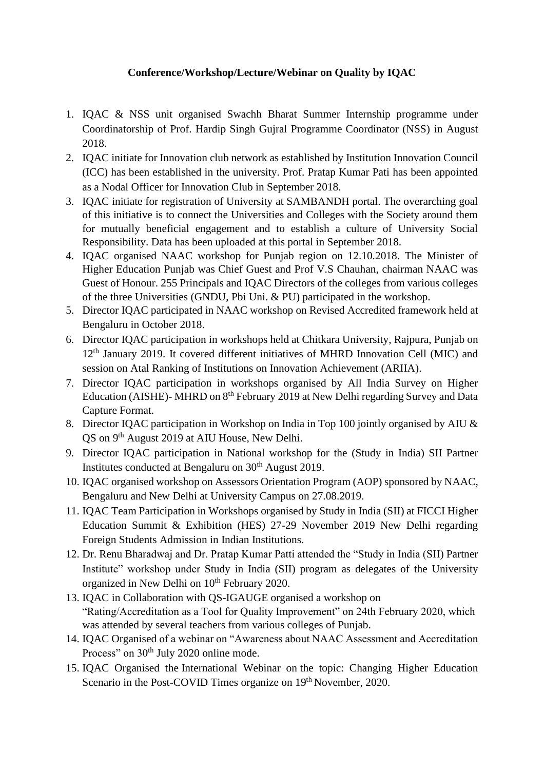**Conference/Workshop/Lecture/Webinar on Quality by IQAC**

1. IQAC & NSS unit organised Swachh Bharat Summer Internship programme under Coordinatorship of Prof. Hardip Singh Gujral Programme Coordinator (NSS) in August 2018.
2. IQAC initiate for Innovation club network as established by Institution Innovation Council (ICC) has been established in the university. Prof. Pratap Kumar Pati has been appointed as a Nodal Officer for Innovation Club in September 2018.
3. IQAC initiate for registration of University at SAMBANDH portal. The overarching goal of this initiative is to connect the Universities and Colleges with the Society around them for mutually beneficial engagement and to establish a culture of University Social Responsibility. Data has been uploaded at this portal in September 2018.
4. IQAC organised NAAC workshop for Punjab region on 12.10.2018. The Minister of Higher Education Punjab was Chief Guest and Prof V.S Chauhan, chairman NAAC was Guest of Honour. 255 Principals and IQAC Directors of the colleges from various colleges of the three Universities (GNDU, Pbi Uni. & PU) participated in the workshop.
5. Director IQAC participated in NAAC workshop on Revised Accredited framework held at Bengaluru in October 2018.
6. Director IQAC participation in workshops held at Chitkara University, Rajpura, Punjab on 12th January 2019. It covered different initiatives of MHRD Innovation Cell (MIC) and session on Atal Ranking of Institutions on Innovation Achievement (ARIIA).
7. Director IQAC participation in workshops organised by All India Survey on Higher Education (AISHE)- MHRD on 8th February 2019 at New Delhi regarding Survey and Data Capture Format.
8. Director IQAC participation in Workshop on India in Top 100 jointly organised by AIU & QS on 9th August 2019 at AIU House, New Delhi.
9. Director IQAC participation in National workshop for the (Study in India) SII Partner Institutes conducted at Bengaluru on 30th August 2019.
10. IQAC organised workshop on Assessors Orientation Program (AOP) sponsored by NAAC, Bengaluru and New Delhi at University Campus on 27.08.2019.
11. IQAC Team Participation in Workshops organised by Study in India (SII) at FICCI Higher Education Summit & Exhibition (HES) 27-29 November 2019 New Delhi regarding Foreign Students Admission in Indian Institutions.
12. Dr. Renu Bharadwaj and Dr. Pratap Kumar Patti attended the "Study in India (SII) Partner Institute" workshop under Study in India (SII) program as delegates of the University organized in New Delhi on 10th February 2020.
13. IQAC in Collaboration with QS-IGAUGE organised a workshop on "Rating/Accreditation as a Tool for Quality Improvement" on 24th February 2020, which was attended by several teachers from various colleges of Punjab.
14. IQAC Organised of a webinar on "Awareness about NAAC Assessment and Accreditation Process" on 30th July 2020 online mode.
15. IQAC Organised the International Webinar on the topic: Changing Higher Education Scenario in the Post-COVID Times organize on 19th November, 2020.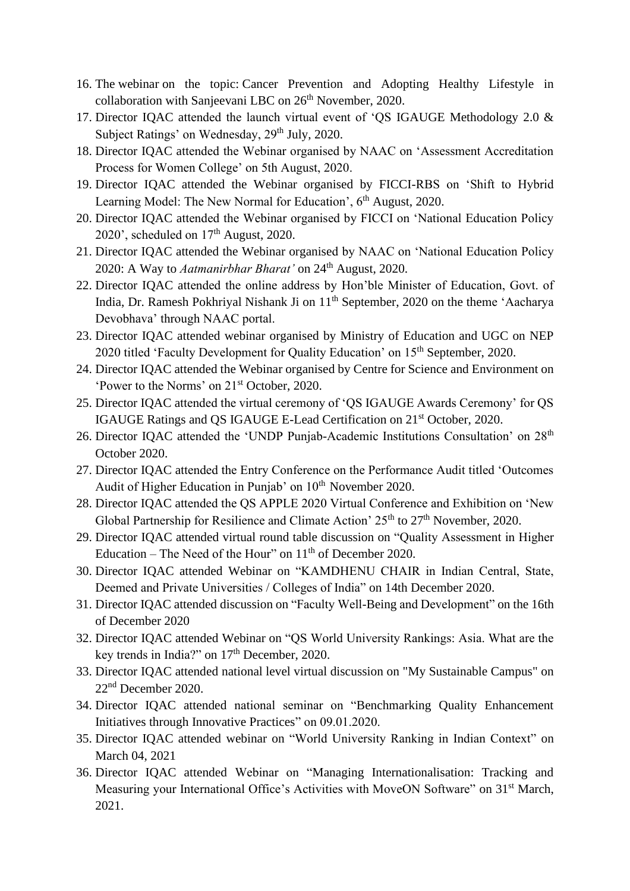16. The webinar on the topic: Cancer Prevention and Adopting Healthy Lifestyle in collaboration with Sanjeevani LBC on 26th November, 2020.
17. Director IQAC attended the launch virtual event of 'QS IGAUGE Methodology 2.0 & Subject Ratings' on Wednesday, 29th July, 2020.
18. Director IQAC attended the Webinar organised by NAAC on 'Assessment Accreditation Process for Women College' on 5th August, 2020.
19. Director IQAC attended the Webinar organised by FICCI-RBS on 'Shift to Hybrid Learning Model: The New Normal for Education', 6th August, 2020.
20. Director IQAC attended the Webinar organised by FICCI on 'National Education Policy 2020', scheduled on 17th August, 2020.
21. Director IQAC attended the Webinar organised by NAAC on 'National Education Policy 2020: A Way to *Aatmanirbhar Bharat'* on 24th August, 2020.
22. Director IQAC attended the online address by Hon'ble Minister of Education, Govt. of India, Dr. Ramesh Pokhriyal Nishank Ji on 11th September, 2020 on the theme 'Aacharya Devobhava' through NAAC portal.
23. Director IQAC attended webinar organised by Ministry of Education and UGC on NEP 2020 titled 'Faculty Development for Quality Education' on 15th September, 2020.
24. Director IQAC attended the Webinar organised by Centre for Science and Environment on 'Power to the Norms' on 21st October, 2020.
25. Director IQAC attended the virtual ceremony of 'QS IGAUGE Awards Ceremony' for QS IGAUGE Ratings and QS IGAUGE E-Lead Certification on 21st October, 2020.
26. Director IQAC attended the 'UNDP Punjab-Academic Institutions Consultation' on 28th October 2020.
27. Director IQAC attended the Entry Conference on the Performance Audit titled 'Outcomes Audit of Higher Education in Punjab' on 10th November 2020.
28. Director IQAC attended the QS APPLE 2020 Virtual Conference and Exhibition on 'New Global Partnership for Resilience and Climate Action' 25th to 27th November, 2020.
29. Director IQAC attended virtual round table discussion on "Quality Assessment in Higher Education – The Need of the Hour" on 11th of December 2020.
30. Director IQAC attended Webinar on "KAMDHENU CHAIR in Indian Central, State, Deemed and Private Universities / Colleges of India" on 14th December 2020.
31. Director IQAC attended discussion on "Faculty Well-Being and Development" on the 16th of December 2020
32. Director IQAC attended Webinar on "QS World University Rankings: Asia. What are the key trends in India?" on 17th December, 2020.
33. Director IQAC attended national level virtual discussion on "My Sustainable Campus" on 22nd December 2020.
34. Director IQAC attended national seminar on "Benchmarking Quality Enhancement Initiatives through Innovative Practices" on 09.01.2020.
35. Director IQAC attended webinar on "World University Ranking in Indian Context" on March 04, 2021
36. Director IQAC attended Webinar on "Managing Internationalisation: Tracking and Measuring your International Office's Activities with MoveON Software" on 31st March, 2021.